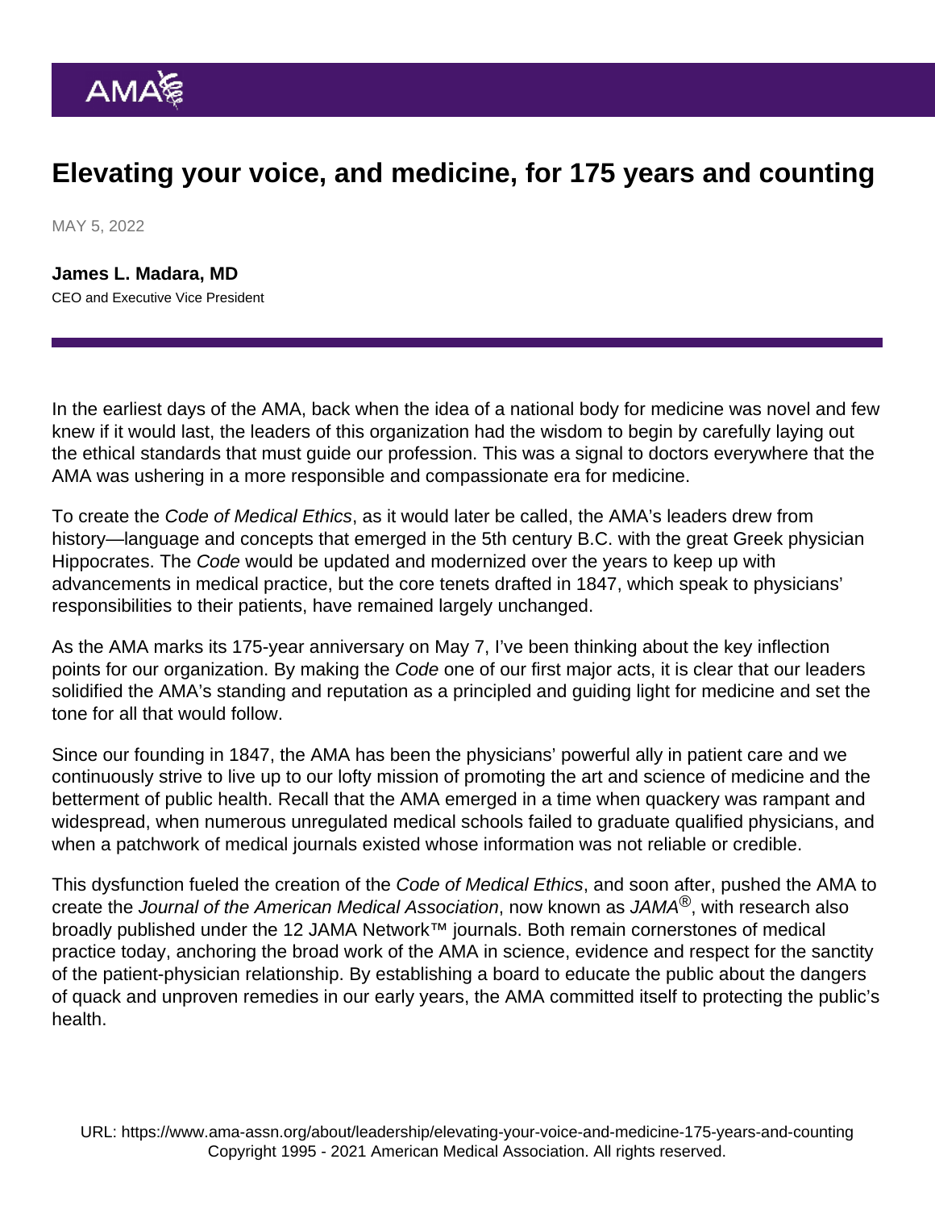# Elevating your voice, and medicine, for 175 years and counting

MAY 5, 2022

**James L. Madara, MD**
CEO and Executive Vice President

In the earliest days of the AMA, back when the idea of a national body for medicine was novel and few knew if it would last, the leaders of this organization had the wisdom to begin by carefully laying out the ethical standards that must guide our profession. This was a signal to doctors everywhere that the AMA was ushering in a more responsible and compassionate era for medicine.

To create the *Code of Medical Ethics*, as it would later be called, the AMA's leaders drew from history—language and concepts that emerged in the 5th century B.C. with the great Greek physician Hippocrates. The *Code* would be updated and modernized over the years to keep up with advancements in medical practice, but the core tenets drafted in 1847, which speak to physicians' responsibilities to their patients, have remained largely unchanged.

As the AMA marks its 175-year anniversary on May 7, I've been thinking about the key inflection points for our organization. By making the *Code* one of our first major acts, it is clear that our leaders solidified the AMA's standing and reputation as a principled and guiding light for medicine and set the tone for all that would follow.

Since our founding in 1847, the AMA has been the physicians' powerful ally in patient care and we continuously strive to live up to our lofty mission of promoting the art and science of medicine and the betterment of public health. Recall that the AMA emerged in a time when quackery was rampant and widespread, when numerous unregulated medical schools failed to graduate qualified physicians, and when a patchwork of medical journals existed whose information was not reliable or credible.

This dysfunction fueled the creation of the *Code of Medical Ethics*, and soon after, pushed the AMA to create the *Journal of the American Medical Association*, now known as *JAMA*®, with research also broadly published under the 12 JAMA Network™ journals. Both remain cornerstones of medical practice today, anchoring the broad work of the AMA in science, evidence and respect for the sanctity of the patient-physician relationship. By establishing a board to educate the public about the dangers of quack and unproven remedies in our early years, the AMA committed itself to protecting the public's health.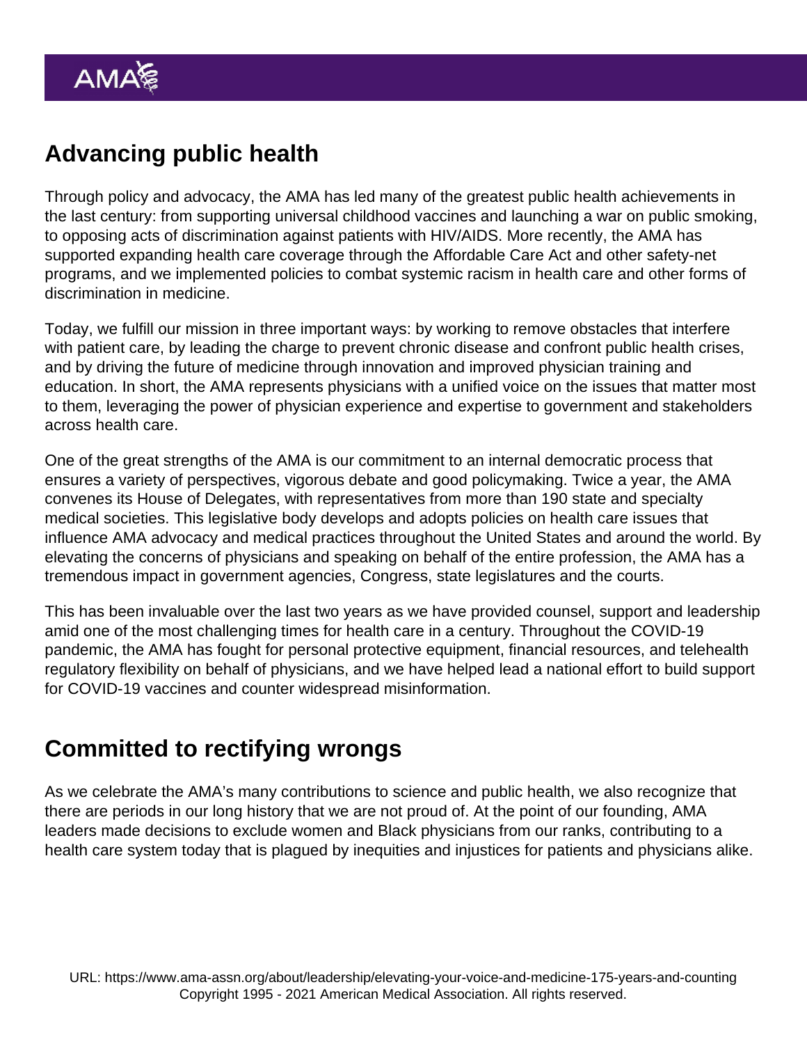## Advancing public health

Through policy and advocacy, the AMA has led many of the greatest public health achievements in the last century: from supporting universal childhood vaccines and launching a war on public smoking, to opposing acts of discrimination against patients with HIV/AIDS. More recently, the AMA has supported expanding health care coverage through the Affordable Care Act and other safety-net programs, and we implemented policies to combat systemic racism in health care and other forms of discrimination in medicine.

Today, we fulfill our mission in three important ways: by working to remove obstacles that interfere with patient care, by leading the charge to prevent chronic disease and confront public health crises, and by driving the future of medicine through innovation and improved physician training and education. In short, the AMA represents physicians with a unified voice on the issues that matter most to them, leveraging the power of physician experience and expertise to government and stakeholders across health care.

One of the great strengths of the AMA is our commitment to an internal democratic process that ensures a variety of perspectives, vigorous debate and good policymaking. Twice a year, the AMA convenes its House of Delegates, with representatives from more than 190 state and specialty medical societies. This legislative body develops and adopts policies on health care issues that influence AMA advocacy and medical practices throughout the United States and around the world. By elevating the concerns of physicians and speaking on behalf of the entire profession, the AMA has a tremendous impact in government agencies, Congress, state legislatures and the courts.

This has been invaluable over the last two years as we have provided counsel, support and leadership amid one of the most challenging times for health care in a century. Throughout the COVID-19 pandemic, the AMA has fought for personal protective equipment, financial resources, and telehealth regulatory flexibility on behalf of physicians, and we have helped lead a national effort to build support for COVID-19 vaccines and counter widespread misinformation.

## Committed to rectifying wrongs

As we celebrate the AMA's many contributions to science and public health, we also recognize that there are periods in our long history that we are not proud of. At the point of our founding, AMA leaders made decisions to exclude women and Black physicians from our ranks, contributing to a health care system today that is plagued by inequities and injustices for patients and physicians alike.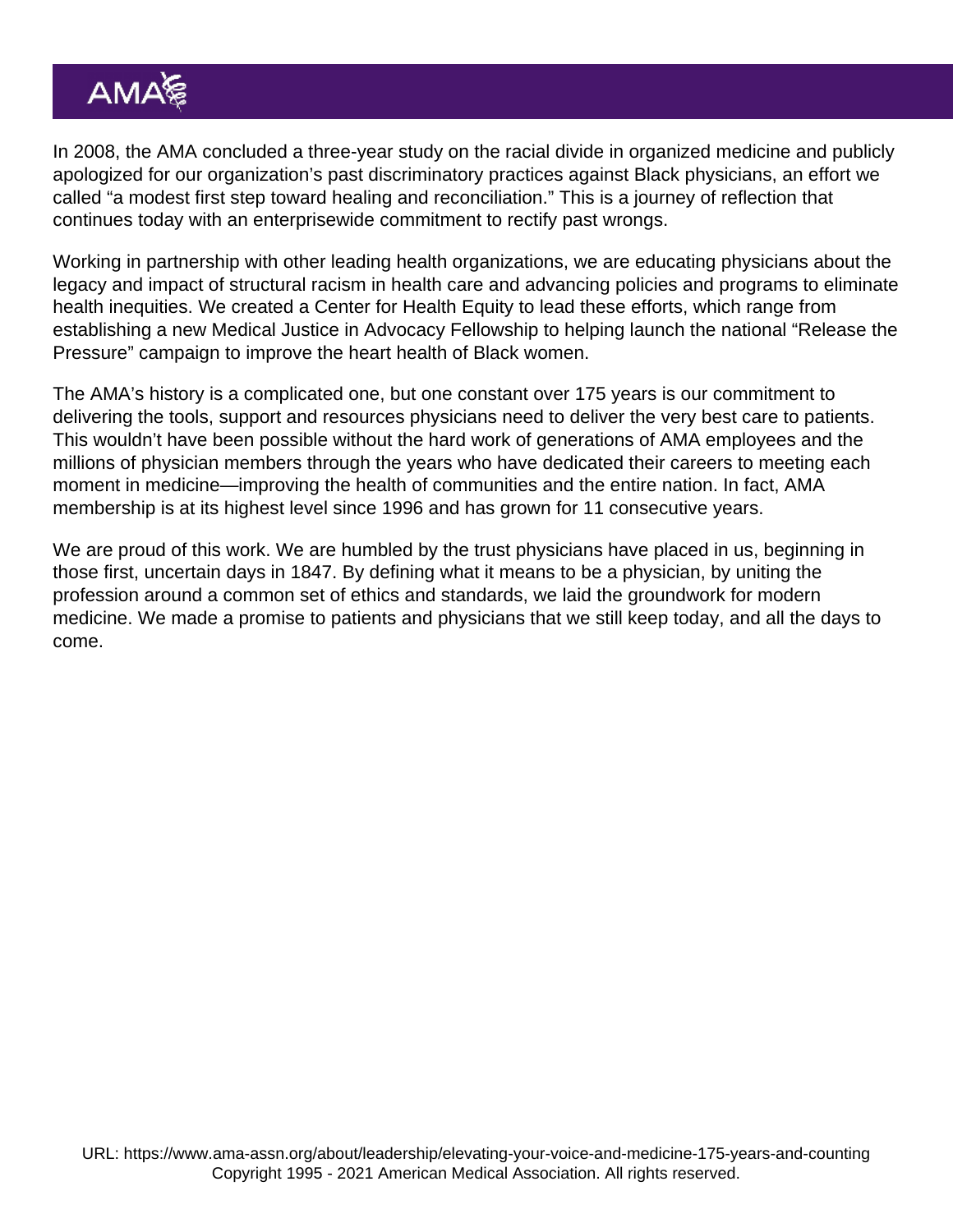In 2008, the AMA concluded a three-year study on the racial divide in organized medicine and publicly apologized for our organization's past discriminatory practices against Black physicians, an effort we called "a modest first step toward healing and reconciliation." This is a journey of reflection that continues today with an enterprisewide commitment to rectify past wrongs.

Working in partnership with other leading health organizations, we are educating physicians about the legacy and impact of structural racism in health care and advancing policies and programs to eliminate health inequities. We created a Center for Health Equity to lead these efforts, which range from establishing a new Medical Justice in Advocacy Fellowship to helping launch the national "Release the Pressure" campaign to improve the heart health of Black women.

The AMA's history is a complicated one, but one constant over 175 years is our commitment to delivering the tools, support and resources physicians need to deliver the very best care to patients. This wouldn't have been possible without the hard work of generations of AMA employees and the millions of physician members through the years who have dedicated their careers to meeting each moment in medicine—improving the health of communities and the entire nation. In fact, AMA membership is at its highest level since 1996 and has grown for 11 consecutive years.

We are proud of this work. We are humbled by the trust physicians have placed in us, beginning in those first, uncertain days in 1847. By defining what it means to be a physician, by uniting the profession around a common set of ethics and standards, we laid the groundwork for modern medicine. We made a promise to patients and physicians that we still keep today, and all the days to come.